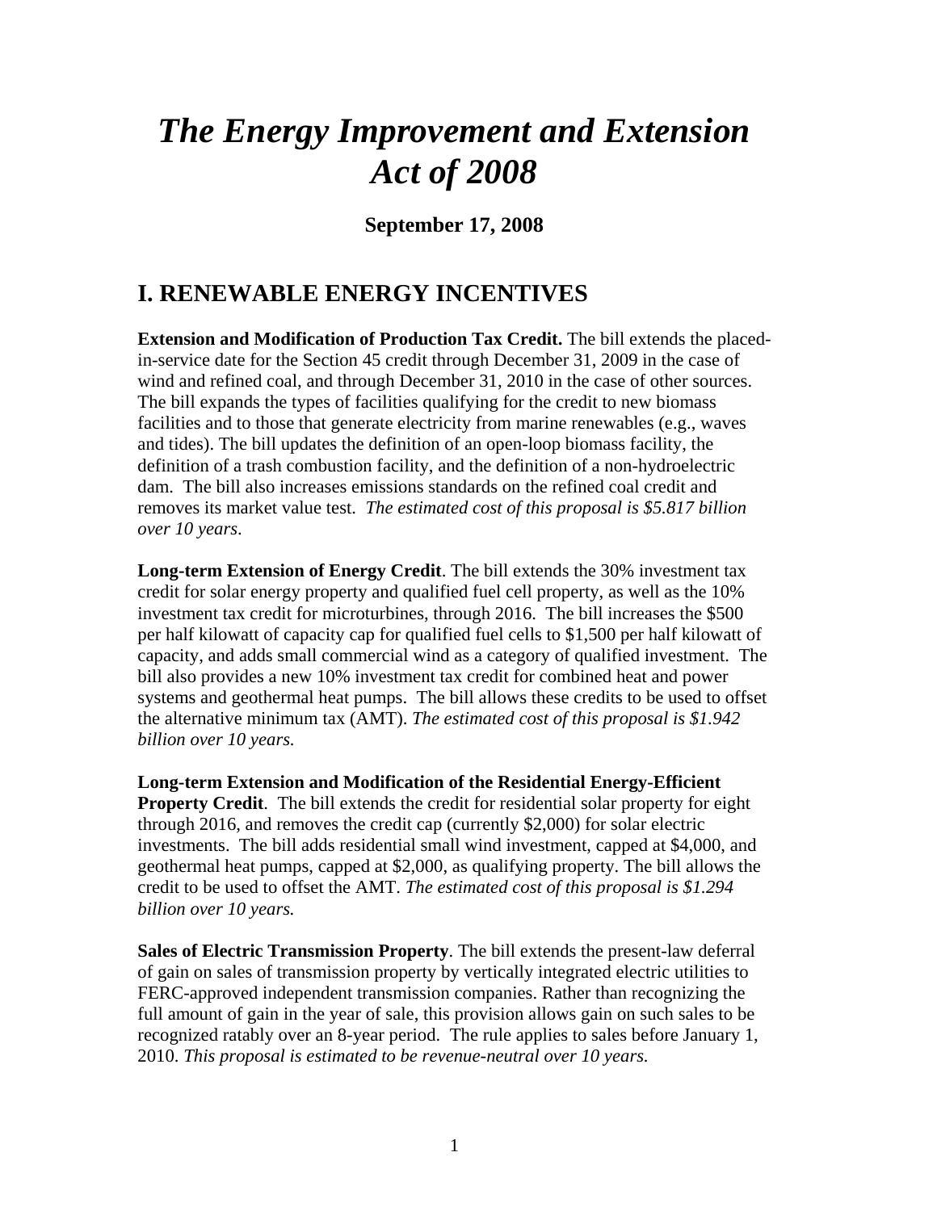# *The Energy Improvement and Extension Act of 2008*

**September 17, 2008**

## I. RENEWABLE ENERGY INCENTIVES

**Extension and Modification of Production Tax Credit.** The bill extends the placed-in-service date for the Section 45 credit through December 31, 2009 in the case of wind and refined coal, and through December 31, 2010 in the case of other sources. The bill expands the types of facilities qualifying for the credit to new biomass facilities and to those that generate electricity from marine renewables (e.g., waves and tides). The bill updates the definition of an open-loop biomass facility, the definition of a trash combustion facility, and the definition of a non-hydroelectric dam. The bill also increases emissions standards on the refined coal credit and removes its market value test. *The estimated cost of this proposal is $5.817 billion over 10 years*.

**Long-term Extension of Energy Credit**. The bill extends the 30% investment tax credit for solar energy property and qualified fuel cell property, as well as the 10% investment tax credit for microturbines, through 2016. The bill increases the $500 per half kilowatt of capacity cap for qualified fuel cells to $1,500 per half kilowatt of capacity, and adds small commercial wind as a category of qualified investment. The bill also provides a new 10% investment tax credit for combined heat and power systems and geothermal heat pumps. The bill allows these credits to be used to offset the alternative minimum tax (AMT). *The estimated cost of this proposal is $1.942 billion over 10 years.*

**Long-term Extension and Modification of the Residential Energy-Efficient Property Credit**. The bill extends the credit for residential solar property for eight through 2016, and removes the credit cap (currently $2,000) for solar electric investments. The bill adds residential small wind investment, capped at $4,000, and geothermal heat pumps, capped at $2,000, as qualifying property. The bill allows the credit to be used to offset the AMT. *The estimated cost of this proposal is $1.294 billion over 10 years.*

**Sales of Electric Transmission Property**. The bill extends the present-law deferral of gain on sales of transmission property by vertically integrated electric utilities to FERC-approved independent transmission companies. Rather than recognizing the full amount of gain in the year of sale, this provision allows gain on such sales to be recognized ratably over an 8-year period. The rule applies to sales before January 1, 2010. *This proposal is estimated to be revenue-neutral over 10 years.*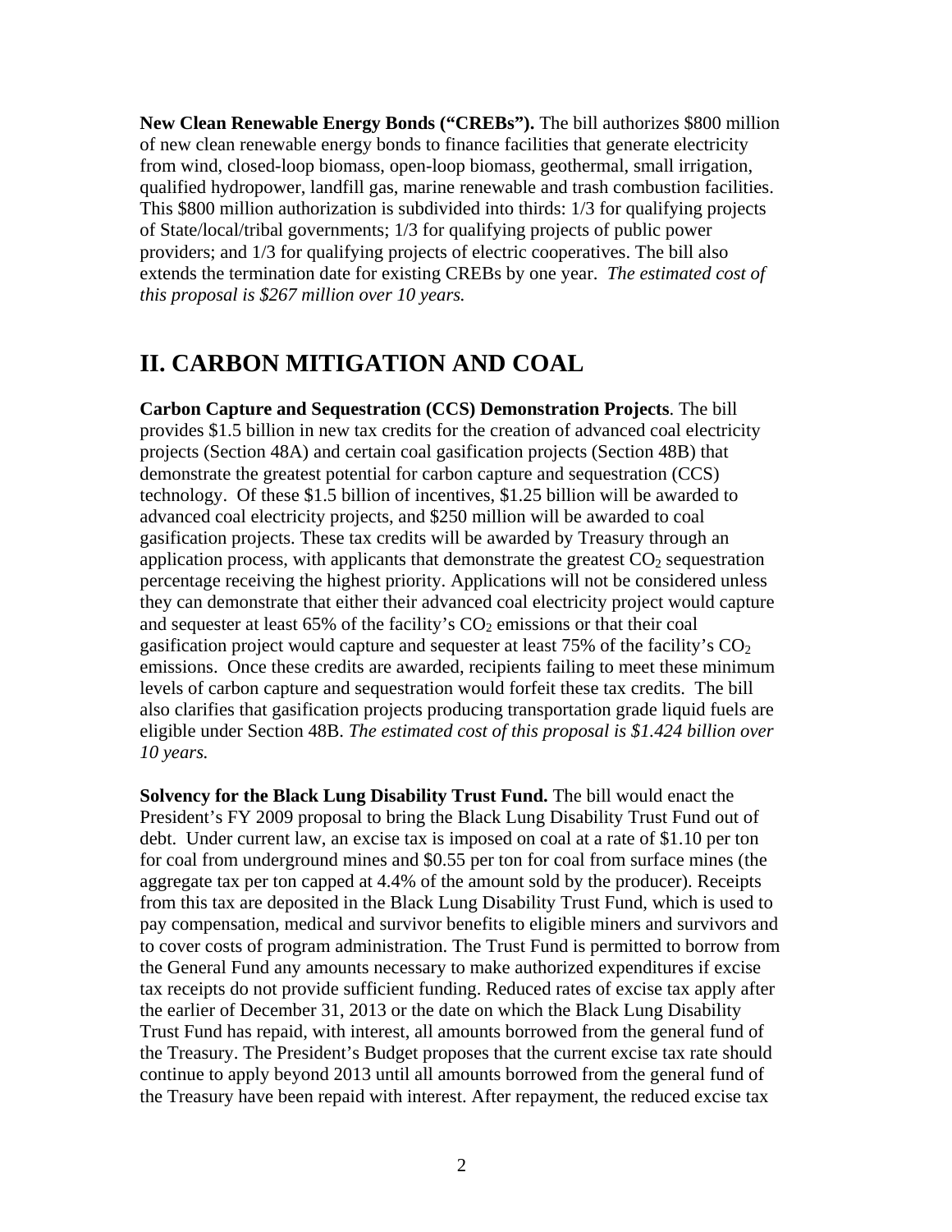**New Clean Renewable Energy Bonds ("CREBs").** The bill authorizes $800 million of new clean renewable energy bonds to finance facilities that generate electricity from wind, closed-loop biomass, open-loop biomass, geothermal, small irrigation, qualified hydropower, landfill gas, marine renewable and trash combustion facilities. This $800 million authorization is subdivided into thirds: 1/3 for qualifying projects of State/local/tribal governments; 1/3 for qualifying projects of public power providers; and 1/3 for qualifying projects of electric cooperatives. The bill also extends the termination date for existing CREBs by one year. *The estimated cost of this proposal is $267 million over 10 years.*

## II. CARBON MITIGATION AND COAL

**Carbon Capture and Sequestration (CCS) Demonstration Projects**. The bill provides $1.5 billion in new tax credits for the creation of advanced coal electricity projects (Section 48A) and certain coal gasification projects (Section 48B) that demonstrate the greatest potential for carbon capture and sequestration (CCS) technology. Of these $1.5 billion of incentives, $1.25 billion will be awarded to advanced coal electricity projects, and $250 million will be awarded to coal gasification projects. These tax credits will be awarded by Treasury through an application process, with applicants that demonstrate the greatest $CO_2$ sequestration percentage receiving the highest priority. Applications will not be considered unless they can demonstrate that either their advanced coal electricity project would capture and sequester at least 65% of the facility's $CO_2$ emissions or that their coal gasification project would capture and sequester at least 75% of the facility's $CO_2$ emissions. Once these credits are awarded, recipients failing to meet these minimum levels of carbon capture and sequestration would forfeit these tax credits. The bill also clarifies that gasification projects producing transportation grade liquid fuels are eligible under Section 48B. *The estimated cost of this proposal is $1.424 billion over 10 years.*

**Solvency for the Black Lung Disability Trust Fund.** The bill would enact the President's FY 2009 proposal to bring the Black Lung Disability Trust Fund out of debt. Under current law, an excise tax is imposed on coal at a rate of $1.10 per ton for coal from underground mines and $0.55 per ton for coal from surface mines (the aggregate tax per ton capped at 4.4% of the amount sold by the producer). Receipts from this tax are deposited in the Black Lung Disability Trust Fund, which is used to pay compensation, medical and survivor benefits to eligible miners and survivors and to cover costs of program administration. The Trust Fund is permitted to borrow from the General Fund any amounts necessary to make authorized expenditures if excise tax receipts do not provide sufficient funding. Reduced rates of excise tax apply after the earlier of December 31, 2013 or the date on which the Black Lung Disability Trust Fund has repaid, with interest, all amounts borrowed from the general fund of the Treasury. The President's Budget proposes that the current excise tax rate should continue to apply beyond 2013 until all amounts borrowed from the general fund of the Treasury have been repaid with interest. After repayment, the reduced excise tax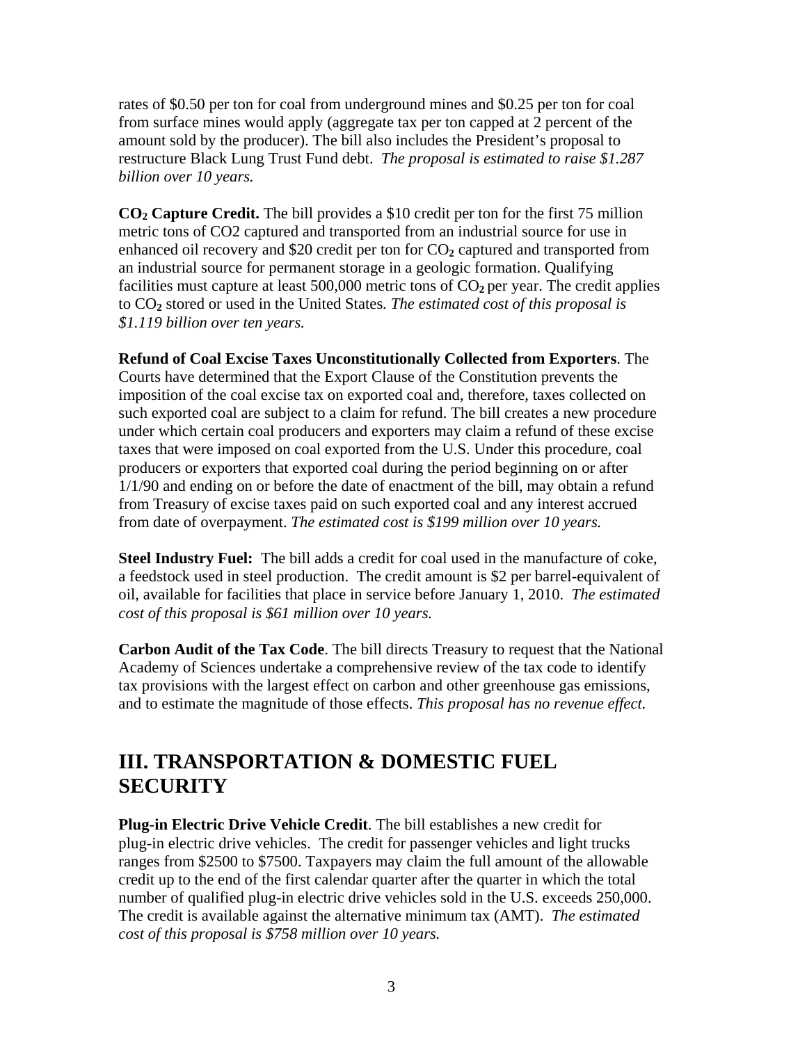rates of $0.50 per ton for coal from underground mines and $0.25 per ton for coal from surface mines would apply (aggregate tax per ton capped at 2 percent of the amount sold by the producer). The bill also includes the President's proposal to restructure Black Lung Trust Fund debt. *The proposal is estimated to raise $1.287 billion over 10 years.*

**$CO_2$ Capture Credit.** The bill provides a $10 credit per ton for the first 75 million metric tons of CO2 captured and transported from an industrial source for use in enhanced oil recovery and $20 credit per ton for $CO_2$ captured and transported from an industrial source for permanent storage in a geologic formation. Qualifying facilities must capture at least 500,000 metric tons of $CO_2$ per year. The credit applies to $CO_2$ stored or used in the United States. *The estimated cost of this proposal is $1.119 billion over ten years.*

**Refund of Coal Excise Taxes Unconstitutionally Collected from Exporters**. The Courts have determined that the Export Clause of the Constitution prevents the imposition of the coal excise tax on exported coal and, therefore, taxes collected on such exported coal are subject to a claim for refund. The bill creates a new procedure under which certain coal producers and exporters may claim a refund of these excise taxes that were imposed on coal exported from the U.S. Under this procedure, coal producers or exporters that exported coal during the period beginning on or after 1/1/90 and ending on or before the date of enactment of the bill, may obtain a refund from Treasury of excise taxes paid on such exported coal and any interest accrued from date of overpayment. *The estimated cost is $199 million over 10 years.*

**Steel Industry Fuel:** The bill adds a credit for coal used in the manufacture of coke, a feedstock used in steel production. The credit amount is $2 per barrel-equivalent of oil, available for facilities that place in service before January 1, 2010. *The estimated cost of this proposal is $61 million over 10 years.*

**Carbon Audit of the Tax Code**. The bill directs Treasury to request that the National Academy of Sciences undertake a comprehensive review of the tax code to identify tax provisions with the largest effect on carbon and other greenhouse gas emissions, and to estimate the magnitude of those effects. *This proposal has no revenue effect.*

## III. TRANSPORTATION & DOMESTIC FUEL SECURITY

**Plug-in Electric Drive Vehicle Credit**. The bill establishes a new credit for plug-in electric drive vehicles. The credit for passenger vehicles and light trucks ranges from $2500 to $7500. Taxpayers may claim the full amount of the allowable credit up to the end of the first calendar quarter after the quarter in which the total number of qualified plug-in electric drive vehicles sold in the U.S. exceeds 250,000. The credit is available against the alternative minimum tax (AMT). *The estimated cost of this proposal is $758 million over 10 years.*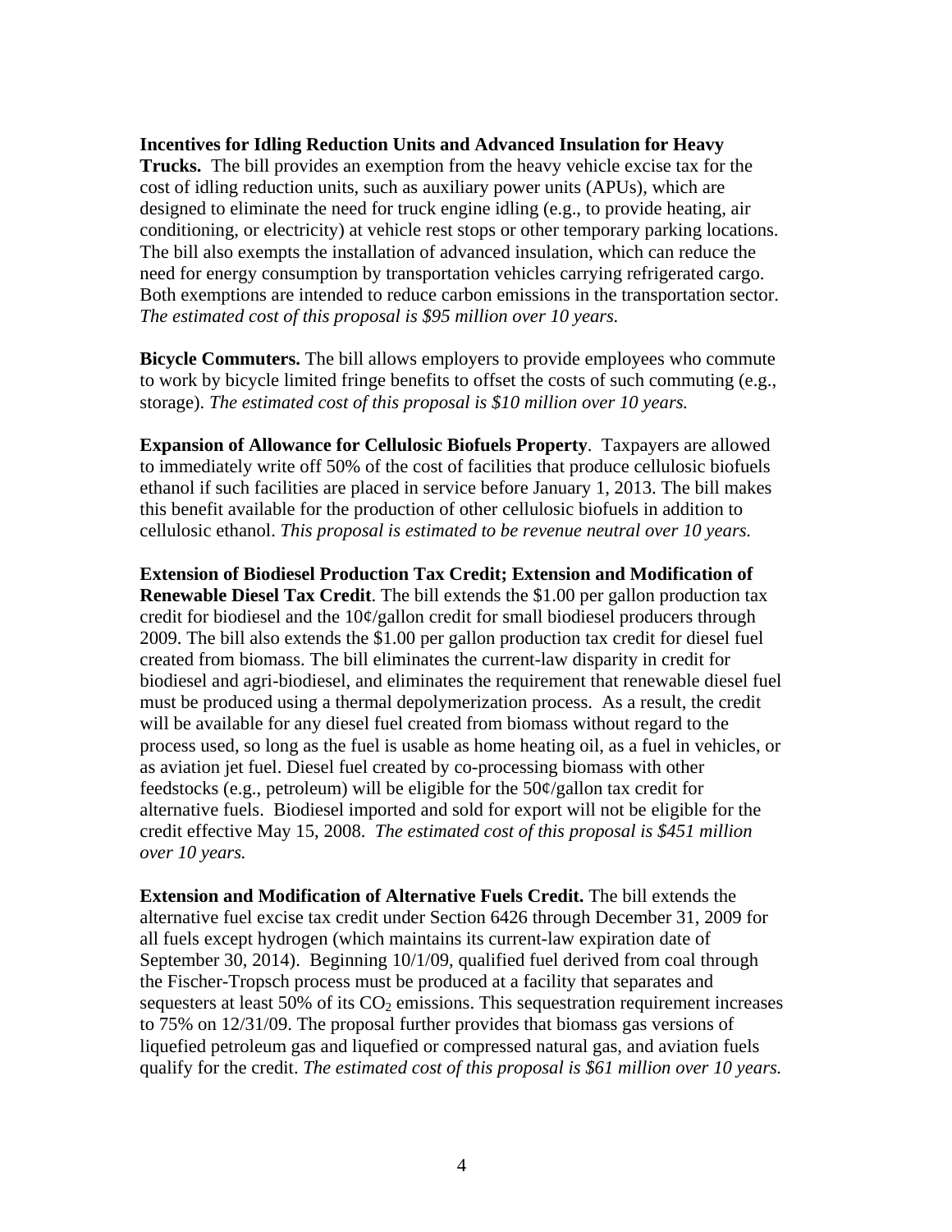**Incentives for Idling Reduction Units and Advanced Insulation for Heavy Trucks.** The bill provides an exemption from the heavy vehicle excise tax for the cost of idling reduction units, such as auxiliary power units (APUs), which are designed to eliminate the need for truck engine idling (e.g., to provide heating, air conditioning, or electricity) at vehicle rest stops or other temporary parking locations. The bill also exempts the installation of advanced insulation, which can reduce the need for energy consumption by transportation vehicles carrying refrigerated cargo. Both exemptions are intended to reduce carbon emissions in the transportation sector. *The estimated cost of this proposal is $95 million over 10 years.*

**Bicycle Commuters.** The bill allows employers to provide employees who commute to work by bicycle limited fringe benefits to offset the costs of such commuting (e.g., storage). *The estimated cost of this proposal is $10 million over 10 years.*

**Expansion of Allowance for Cellulosic Biofuels Property**. Taxpayers are allowed to immediately write off 50% of the cost of facilities that produce cellulosic biofuels ethanol if such facilities are placed in service before January 1, 2013. The bill makes this benefit available for the production of other cellulosic biofuels in addition to cellulosic ethanol. *This proposal is estimated to be revenue neutral over 10 years.*

**Extension of Biodiesel Production Tax Credit; Extension and Modification of Renewable Diesel Tax Credit**. The bill extends the $1.00 per gallon production tax credit for biodiesel and the 10¢/gallon credit for small biodiesel producers through 2009. The bill also extends the $1.00 per gallon production tax credit for diesel fuel created from biomass. The bill eliminates the current-law disparity in credit for biodiesel and agri-biodiesel, and eliminates the requirement that renewable diesel fuel must be produced using a thermal depolymerization process. As a result, the credit will be available for any diesel fuel created from biomass without regard to the process used, so long as the fuel is usable as home heating oil, as a fuel in vehicles, or as aviation jet fuel. Diesel fuel created by co-processing biomass with other feedstocks (e.g., petroleum) will be eligible for the 50¢/gallon tax credit for alternative fuels. Biodiesel imported and sold for export will not be eligible for the credit effective May 15, 2008. *The estimated cost of this proposal is $451 million over 10 years.*

**Extension and Modification of Alternative Fuels Credit.** The bill extends the alternative fuel excise tax credit under Section 6426 through December 31, 2009 for all fuels except hydrogen (which maintains its current-law expiration date of September 30, 2014). Beginning 10/1/09, qualified fuel derived from coal through the Fischer-Tropsch process must be produced at a facility that separates and sequesters at least 50% of its $CO_2$ emissions. This sequestration requirement increases to 75% on 12/31/09. The proposal further provides that biomass gas versions of liquefied petroleum gas and liquefied or compressed natural gas, and aviation fuels qualify for the credit. *The estimated cost of this proposal is $61 million over 10 years.*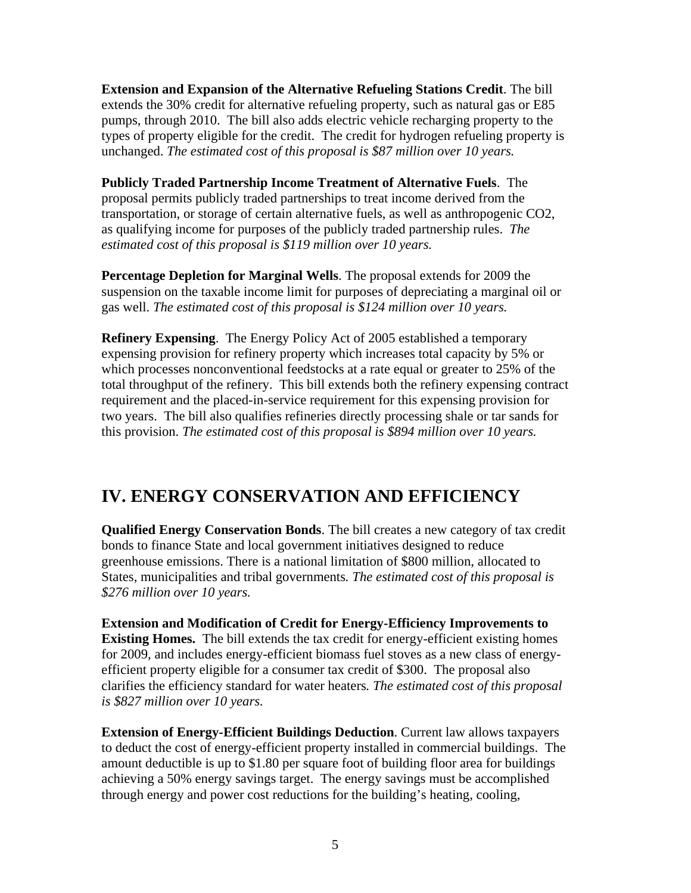**Extension and Expansion of the Alternative Refueling Stations Credit**. The bill extends the 30% credit for alternative refueling property, such as natural gas or E85 pumps, through 2010. The bill also adds electric vehicle recharging property to the types of property eligible for the credit. The credit for hydrogen refueling property is unchanged. *The estimated cost of this proposal is $87 million over 10 years.*

**Publicly Traded Partnership Income Treatment of Alternative Fuels**. The proposal permits publicly traded partnerships to treat income derived from the transportation, or storage of certain alternative fuels, as well as anthropogenic $CO_2$, as qualifying income for purposes of the publicly traded partnership rules. *The estimated cost of this proposal is $119 million over 10 years.*

**Percentage Depletion for Marginal Wells**. The proposal extends for 2009 the suspension on the taxable income limit for purposes of depreciating a marginal oil or gas well. *The estimated cost of this proposal is $124 million over 10 years.*

**Refinery Expensing**. The Energy Policy Act of 2005 established a temporary expensing provision for refinery property which increases total capacity by 5% or which processes nonconventional feedstocks at a rate equal or greater to 25% of the total throughput of the refinery. This bill extends both the refinery expensing contract requirement and the placed-in-service requirement for this expensing provision for two years. The bill also qualifies refineries directly processing shale or tar sands for this provision. *The estimated cost of this proposal is $894 million over 10 years.*

## IV. ENERGY CONSERVATION AND EFFICIENCY

**Qualified Energy Conservation Bonds**. The bill creates a new category of tax credit bonds to finance State and local government initiatives designed to reduce greenhouse emissions. There is a national limitation of $800 million, allocated to States, municipalities and tribal governments. *The estimated cost of this proposal is $276 million over 10 years.*

**Extension and Modification of Credit for Energy-Efficiency Improvements to Existing Homes.** The bill extends the tax credit for energy-efficient existing homes for 2009, and includes energy-efficient biomass fuel stoves as a new class of energy-efficient property eligible for a consumer tax credit of $300. The proposal also clarifies the efficiency standard for water heaters. *The estimated cost of this proposal is $827 million over 10 years.*

**Extension of Energy-Efficient Buildings Deduction**. Current law allows taxpayers to deduct the cost of energy-efficient property installed in commercial buildings. The amount deductible is up to $1.80 per square foot of building floor area for buildings achieving a 50% energy savings target. The energy savings must be accomplished through energy and power cost reductions for the building's heating, cooling,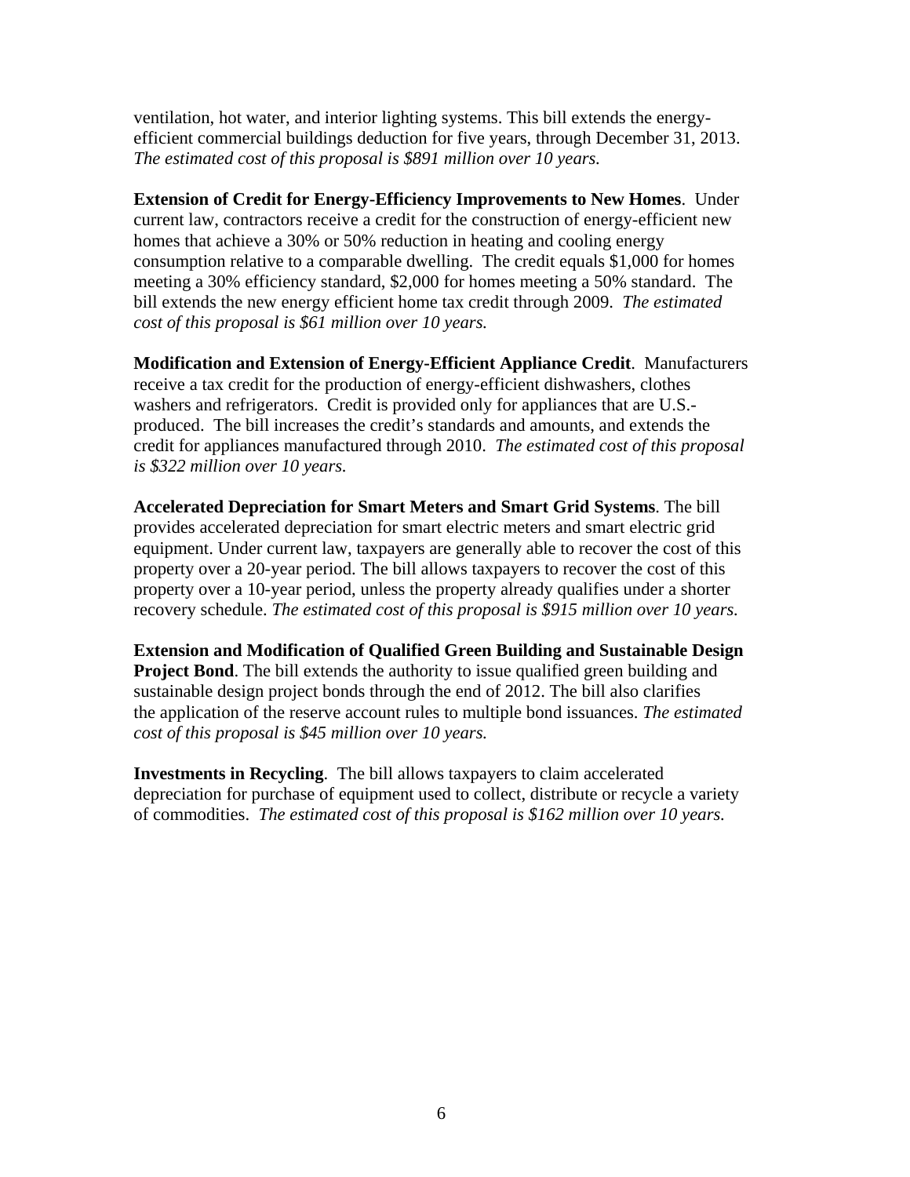ventilation, hot water, and interior lighting systems. This bill extends the energy-efficient commercial buildings deduction for five years, through December 31, 2013. *The estimated cost of this proposal is $891 million over 10 years.*

**Extension of Credit for Energy-Efficiency Improvements to New Homes**. Under current law, contractors receive a credit for the construction of energy-efficient new homes that achieve a 30% or 50% reduction in heating and cooling energy consumption relative to a comparable dwelling. The credit equals $1,000 for homes meeting a 30% efficiency standard, $2,000 for homes meeting a 50% standard. The bill extends the new energy efficient home tax credit through 2009. *The estimated cost of this proposal is $61 million over 10 years.*

**Modification and Extension of Energy-Efficient Appliance Credit**. Manufacturers receive a tax credit for the production of energy-efficient dishwashers, clothes washers and refrigerators. Credit is provided only for appliances that are U.S.-produced. The bill increases the credit's standards and amounts, and extends the credit for appliances manufactured through 2010. *The estimated cost of this proposal is $322 million over 10 years.*

**Accelerated Depreciation for Smart Meters and Smart Grid Systems**. The bill provides accelerated depreciation for smart electric meters and smart electric grid equipment. Under current law, taxpayers are generally able to recover the cost of this property over a 20-year period. The bill allows taxpayers to recover the cost of this property over a 10-year period, unless the property already qualifies under a shorter recovery schedule. *The estimated cost of this proposal is $915 million over 10 years.*

**Extension and Modification of Qualified Green Building and Sustainable Design Project Bond**. The bill extends the authority to issue qualified green building and sustainable design project bonds through the end of 2012. The bill also clarifies the application of the reserve account rules to multiple bond issuances. *The estimated cost of this proposal is $45 million over 10 years.*

**Investments in Recycling**. The bill allows taxpayers to claim accelerated depreciation for purchase of equipment used to collect, distribute or recycle a variety of commodities. *The estimated cost of this proposal is $162 million over 10 years.*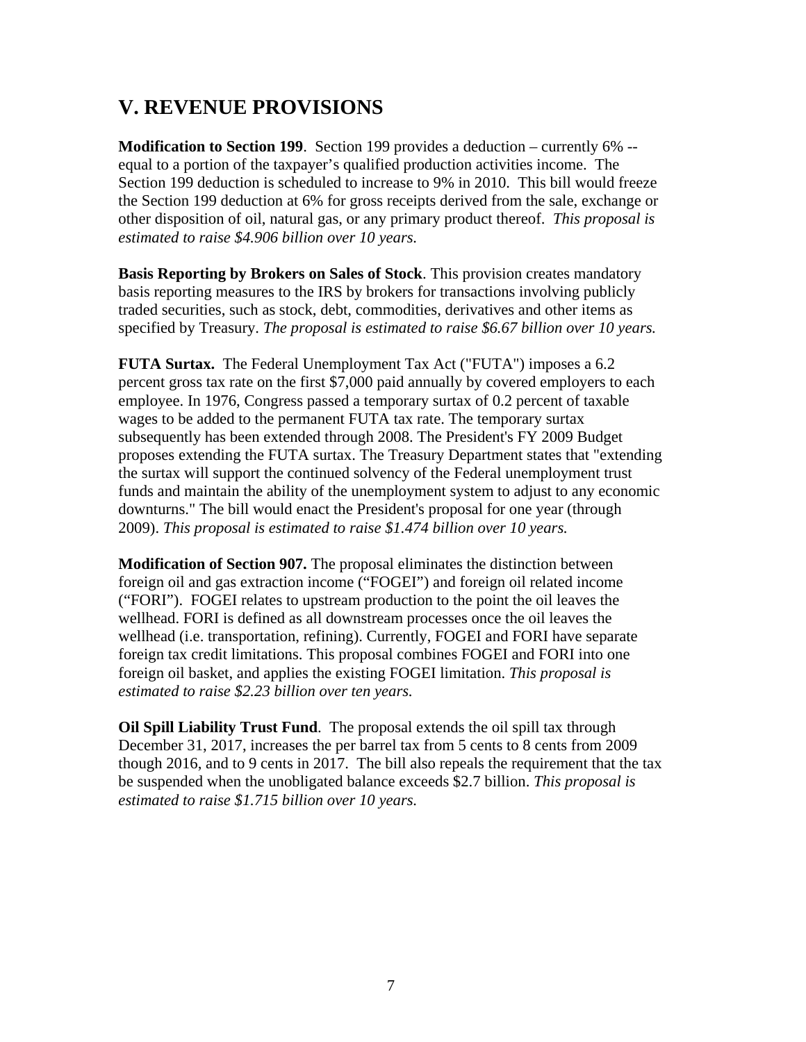## V. REVENUE PROVISIONS

**Modification to Section 199**. Section 199 provides a deduction – currently 6% -- equal to a portion of the taxpayer's qualified production activities income. The Section 199 deduction is scheduled to increase to 9% in 2010. This bill would freeze the Section 199 deduction at 6% for gross receipts derived from the sale, exchange or other disposition of oil, natural gas, or any primary product thereof. *This proposal is estimated to raise $4.906 billion over 10 years.*

**Basis Reporting by Brokers on Sales of Stock**. This provision creates mandatory basis reporting measures to the IRS by brokers for transactions involving publicly traded securities, such as stock, debt, commodities, derivatives and other items as specified by Treasury. *The proposal is estimated to raise $6.67 billion over 10 years.*

**FUTA Surtax.** The Federal Unemployment Tax Act ("FUTA") imposes a 6.2 percent gross tax rate on the first $7,000 paid annually by covered employers to each employee. In 1976, Congress passed a temporary surtax of 0.2 percent of taxable wages to be added to the permanent FUTA tax rate. The temporary surtax subsequently has been extended through 2008. The President's FY 2009 Budget proposes extending the FUTA surtax. The Treasury Department states that "extending the surtax will support the continued solvency of the Federal unemployment trust funds and maintain the ability of the unemployment system to adjust to any economic downturns." The bill would enact the President's proposal for one year (through 2009). *This proposal is estimated to raise $1.474 billion over 10 years.*

**Modification of Section 907.** The proposal eliminates the distinction between foreign oil and gas extraction income ("FOGEI") and foreign oil related income ("FORI"). FOGEI relates to upstream production to the point the oil leaves the wellhead. FORI is defined as all downstream processes once the oil leaves the wellhead (i.e. transportation, refining). Currently, FOGEI and FORI have separate foreign tax credit limitations. This proposal combines FOGEI and FORI into one foreign oil basket, and applies the existing FOGEI limitation. *This proposal is estimated to raise $2.23 billion over ten years.*

**Oil Spill Liability Trust Fund**. The proposal extends the oil spill tax through December 31, 2017, increases the per barrel tax from 5 cents to 8 cents from 2009 though 2016, and to 9 cents in 2017. The bill also repeals the requirement that the tax be suspended when the unobligated balance exceeds $2.7 billion. *This proposal is estimated to raise $1.715 billion over 10 years.*